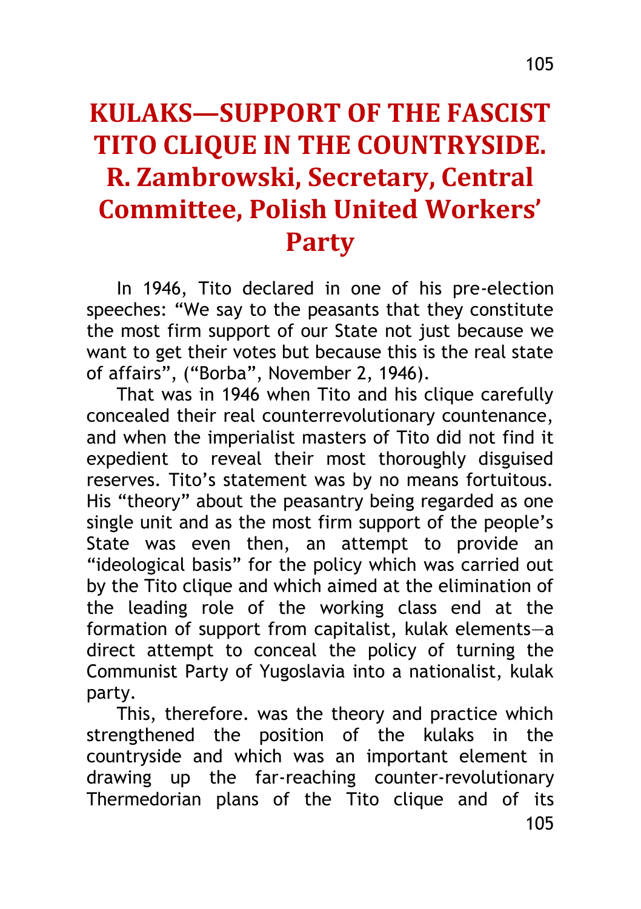# KULAKS—SUPPORT OF THE FASCIST TITO CLIQUE IN THE COUNTRYSIDE. R. Zambrowski, Secretary, Central Committee, Polish United Workers' Party

In 1946, Tito declared in one of his pre-election speeches: "We say to the peasants that they constitute the most firm support of our State not just because we want to get their votes but because this is the real state of affairs", ("Borba", November 2, 1946).

That was in 1946 when Tito and his clique carefully concealed their real counterrevolutionary countenance, and when the imperialist masters of Tito did not find it expedient to reveal their most thoroughly disguised reserves. Tito's statement was by no means fortuitous. His "theory" about the peasantry being regarded as one single unit and as the most firm support of the people's State was even then, an attempt to provide an "ideological basis" for the policy which was carried out by the Tito clique and which aimed at the elimination of the leading role of the working class end at the formation of support from capitalist, kulak elements—a direct attempt to conceal the policy of turning the Communist Party of Yugoslavia into a nationalist, kulak party.

This, therefore. was the theory and practice which strengthened the position of the kulaks in the countryside and which was an important element in drawing up the far-reaching counter-revolutionary Thermedorian plans of the Tito clique and of its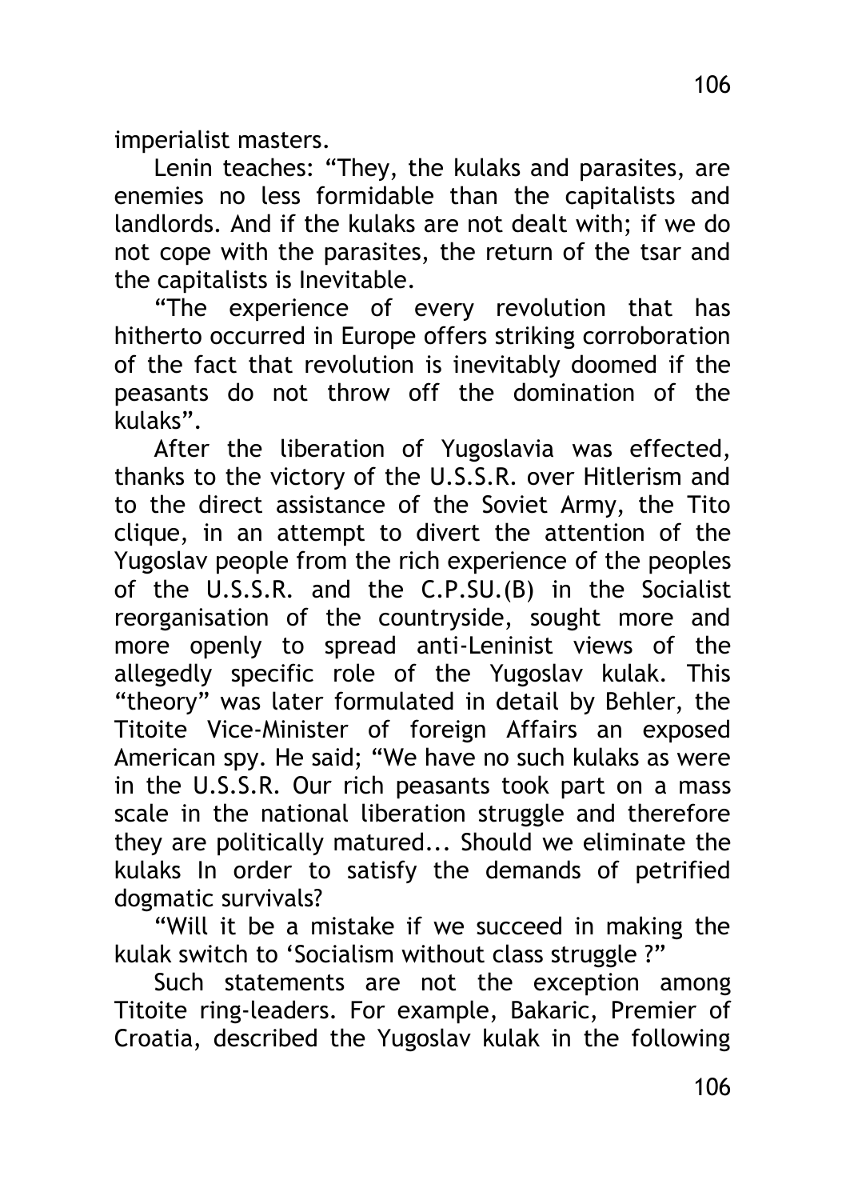imperialist masters.

Lenin teaches: “They, the kulaks and parasites, are enemies no less formidable than the capitalists and landlords. And if the kulaks are not dealt with; if we do not cope with the parasites, the return of the tsar and the capitalists is Inevitable.

“The experience of every revolution that has hitherto occurred in Europe offers striking corroboration of the fact that revolution is inevitably doomed if the peasants do not throw off the domination of the kulaks”.

After the liberation of Yugoslavia was effected, thanks to the victory of the U.S.S.R. over Hitlerism and to the direct assistance of the Soviet Army, the Tito clique, in an attempt to divert the attention of the Yugoslav people from the rich experience of the peoples of the U.S.S.R. and the C.P.SU.(B) in the Socialist reorganisation of the countryside, sought more and more openly to spread anti-Leninist views of the allegedly specific role of the Yugoslav kulak. This “theory” was later formulated in detail by Behler, the Titoite Vice-Minister of foreign Affairs an exposed American spy. He said; “We have no such kulaks as were in the U.S.S.R. Our rich peasants took part on a mass scale in the national liberation struggle and therefore they are politically matured... Should we eliminate the kulaks In order to satisfy the demands of petrified dogmatic survivals?

“Will it be a mistake if we succeed in making the kulak switch to ‘Socialism without class struggle ?”

Such statements are not the exception among Titoite ring-leaders. For example, Bakaric, Premier of Croatia, described the Yugoslav kulak in the following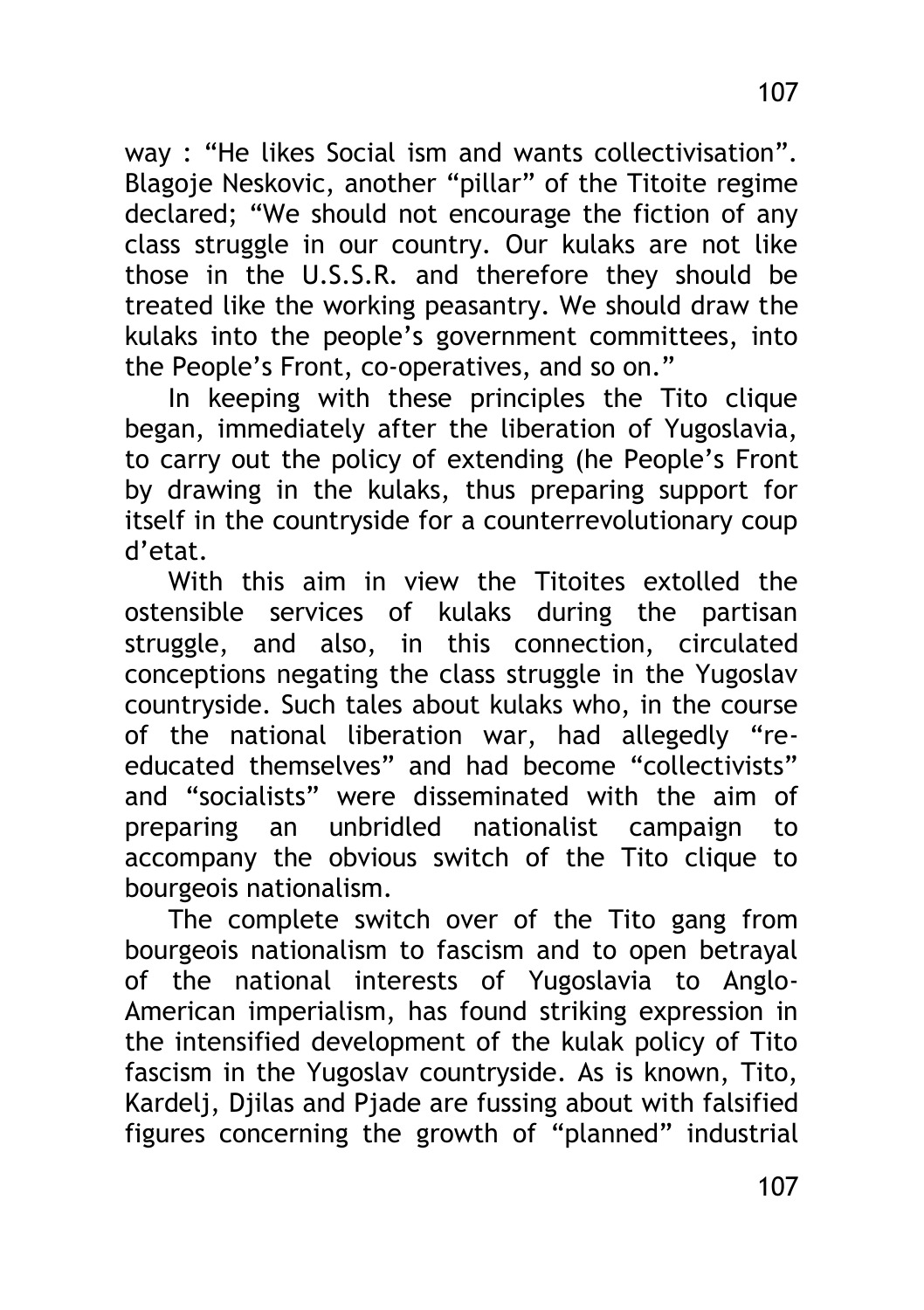way : “He likes Social ism and wants collectivisation”. Blagoje Neskovic, another “pillar” of the Titoite regime declared; “We should not encourage the fiction of any class struggle in our country. Our kulaks are not like those in the U.S.S.R. and therefore they should be treated like the working peasantry. We should draw the kulaks into the people’s government committees, into the People’s Front, co-operatives, and so on.”

In keeping with these principles the Tito clique began, immediately after the liberation of Yugoslavia, to carry out the policy of extending (he People’s Front by drawing in the kulaks, thus preparing support for itself in the countryside for a counterrevolutionary coup d’etat.

With this aim in view the Titoites extolled the ostensible services of kulaks during the partisan struggle, and also, in this connection, circulated conceptions negating the class struggle in the Yugoslav countryside. Such tales about kulaks who, in the course of the national liberation war, had allegedly “re-educated themselves” and had become “collectivists” and “socialists” were disseminated with the aim of preparing an unbridled nationalist campaign to accompany the obvious switch of the Tito clique to bourgeois nationalism.

The complete switch over of the Tito gang from bourgeois nationalism to fascism and to open betrayal of the national interests of Yugoslavia to Anglo-American imperialism, has found striking expression in the intensified development of the kulak policy of Tito fascism in the Yugoslav countryside. As is known, Tito, Kardelj, Djilas and Pjade are fussing about with falsified figures concerning the growth of “planned” industrial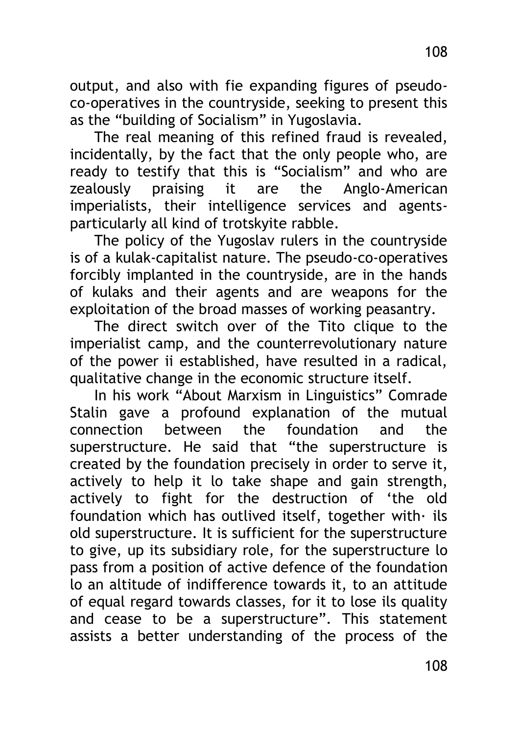output, and also with fie expanding figures of pseudo-co-operatives in the countryside, seeking to present this as the "building of Socialism" in Yugoslavia.

The real meaning of this refined fraud is revealed, incidentally, by the fact that the only people who, are ready to testify that this is "Socialism" and who are zealously praising it are the Anglo-American imperialists, their intelligence services and agents-particularly all kind of trotskyite rabble.

The policy of the Yugoslav rulers in the countryside is of a kulak-capitalist nature. The pseudo-co-operatives forcibly implanted in the countryside, are in the hands of kulaks and their agents and are weapons for the exploitation of the broad masses of working peasantry.

The direct switch over of the Tito clique to the imperialist camp, and the counterrevolutionary nature of the power ii established, have resulted in a radical, qualitative change in the economic structure itself.

In his work "About Marxism in Linguistics" Comrade Stalin gave a profound explanation of the mutual connection between the foundation and the superstructure. He said that "the superstructure is created by the foundation precisely in order to serve it, actively to help it lo take shape and gain strength, actively to fight for the destruction of 'the old foundation which has outlived itself, together with· ils old superstructure. It is sufficient for the superstructure to give, up its subsidiary role, for the superstructure lo pass from a position of active defence of the foundation lo an altitude of indifference towards it, to an attitude of equal regard towards classes, for it to lose ils quality and cease to be a superstructure". This statement assists a better understanding of the process of the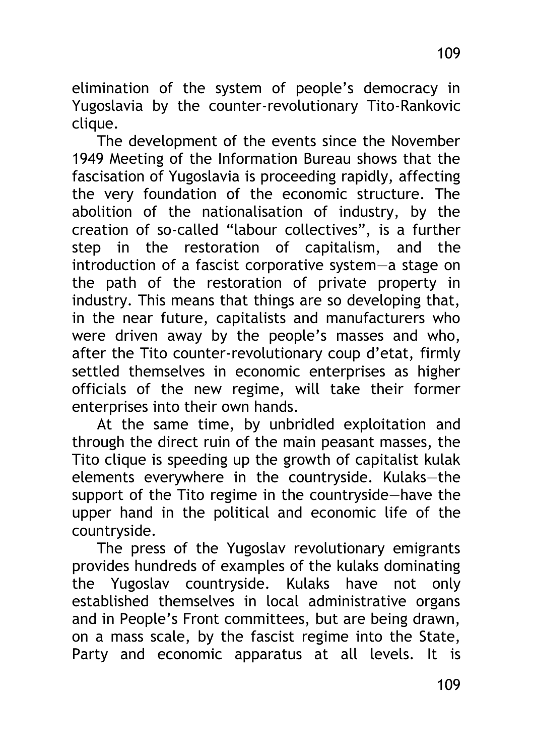elimination of the system of people's democracy in Yugoslavia by the counter-revolutionary Tito-Rankovic clique.

The development of the events since the November 1949 Meeting of the Information Bureau shows that the fascisation of Yugoslavia is proceeding rapidly, affecting the very foundation of the economic structure. The abolition of the nationalisation of industry, by the creation of so-called "labour collectives", is a further step in the restoration of capitalism, and the introduction of a fascist corporative system—a stage on the path of the restoration of private property in industry. This means that things are so developing that, in the near future, capitalists and manufacturers who were driven away by the people's masses and who, after the Tito counter-revolutionary coup d'etat, firmly settled themselves in economic enterprises as higher officials of the new regime, will take their former enterprises into their own hands.

At the same time, by unbridled exploitation and through the direct ruin of the main peasant masses, the Tito clique is speeding up the growth of capitalist kulak elements everywhere in the countryside. Kulaks—the support of the Tito regime in the countryside—have the upper hand in the political and economic life of the countryside.

The press of the Yugoslav revolutionary emigrants provides hundreds of examples of the kulaks dominating the Yugoslav countryside. Kulaks have not only established themselves in local administrative organs and in People's Front committees, but are being drawn, on a mass scale, by the fascist regime into the State, Party and economic apparatus at all levels. It is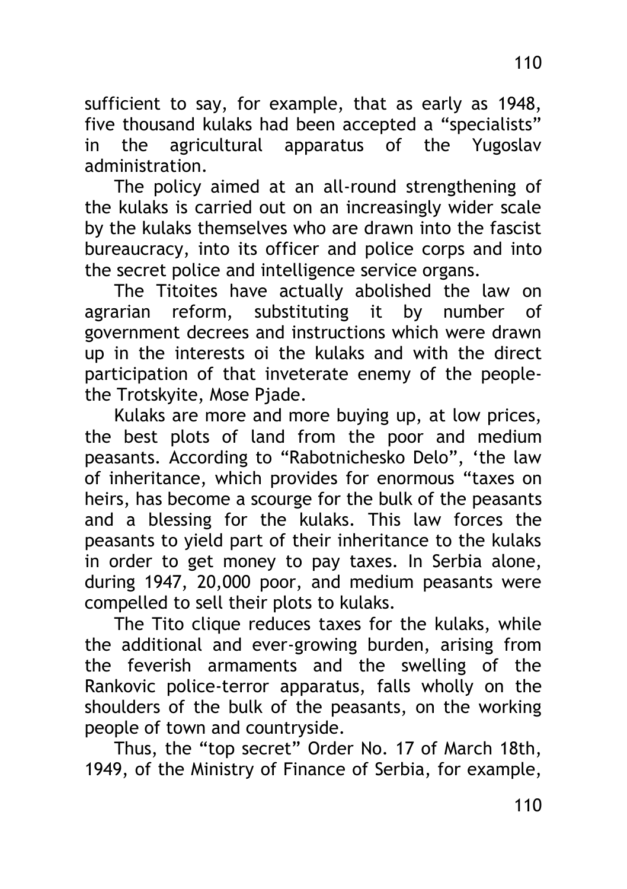sufficient to say, for example, that as early as 1948, five thousand kulaks had been accepted a "specialists" in the agricultural apparatus of the Yugoslav administration.

The policy aimed at an all-round strengthening of the kulaks is carried out on an increasingly wider scale by the kulaks themselves who are drawn into the fascist bureaucracy, into its officer and police corps and into the secret police and intelligence service organs.

The Titoites have actually abolished the law on agrarian reform, substituting it by number of government decrees and instructions which were drawn up in the interests oi the kulaks and with the direct participation of that inveterate enemy of the people- the Trotskyite, Mose Pjade.

Kulaks are more and more buying up, at low prices, the best plots of land from the poor and medium peasants. According to "Rabotnichesko Delo", 'the law of inheritance, which provides for enormous "taxes on heirs, has become a scourge for the bulk of the peasants and a blessing for the kulaks. This law forces the peasants to yield part of their inheritance to the kulaks in order to get money to pay taxes. In Serbia alone, during 1947, 20,000 poor, and medium peasants were compelled to sell their plots to kulaks.

The Tito clique reduces taxes for the kulaks, while the additional and ever-growing burden, arising from the feverish armaments and the swelling of the Rankovic police-terror apparatus, falls wholly on the shoulders of the bulk of the peasants, on the working people of town and countryside.

Thus, the "top secret" Order No. 17 of March 18th, 1949, of the Ministry of Finance of Serbia, for example,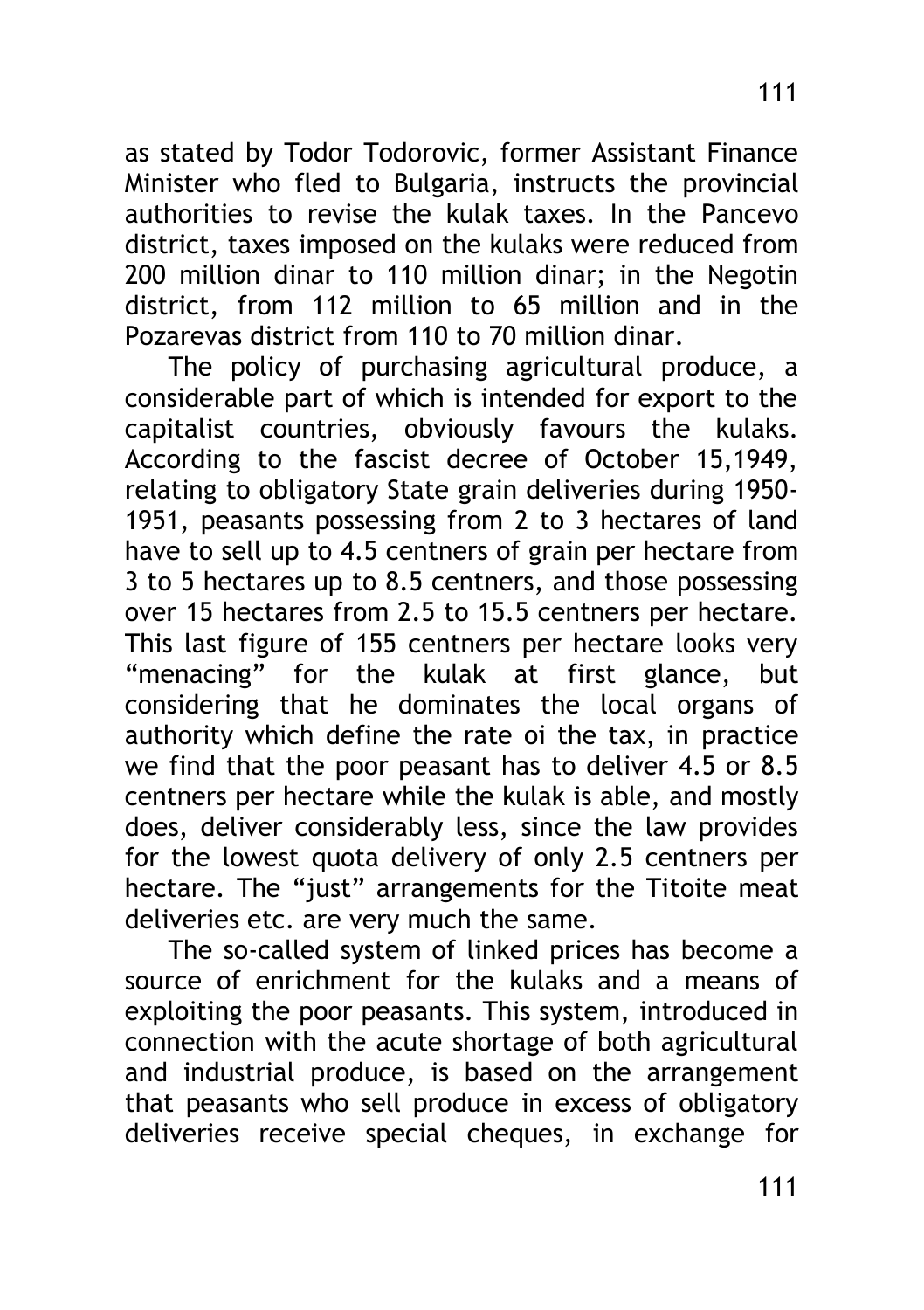as stated by Todor Todorovic, former Assistant Finance Minister who fled to Bulgaria, instructs the provincial authorities to revise the kulak taxes. In the Pancevo district, taxes imposed on the kulaks were reduced from 200 million dinar to 110 million dinar; in the Negotin district, from 112 million to 65 million and in the Pozarevas district from 110 to 70 million dinar.

The policy of purchasing agricultural produce, a considerable part of which is intended for export to the capitalist countries, obviously favours the kulaks. According to the fascist decree of October 15,1949, relating to obligatory State grain deliveries during 1950-1951, peasants possessing from 2 to 3 hectares of land have to sell up to 4.5 centners of grain per hectare from 3 to 5 hectares up to 8.5 centners, and those possessing over 15 hectares from 2.5 to 15.5 centners per hectare. This last figure of 155 centners per hectare looks very "menacing" for the kulak at first glance, but considering that he dominates the local organs of authority which define the rate oi the tax, in practice we find that the poor peasant has to deliver 4.5 or 8.5 centners per hectare while the kulak is able, and mostly does, deliver considerably less, since the law provides for the lowest quota delivery of only 2.5 centners per hectare. The "just" arrangements for the Titoite meat deliveries etc. are very much the same.

The so-called system of linked prices has become a source of enrichment for the kulaks and a means of exploiting the poor peasants. This system, introduced in connection with the acute shortage of both agricultural and industrial produce, is based on the arrangement that peasants who sell produce in excess of obligatory deliveries receive special cheques, in exchange for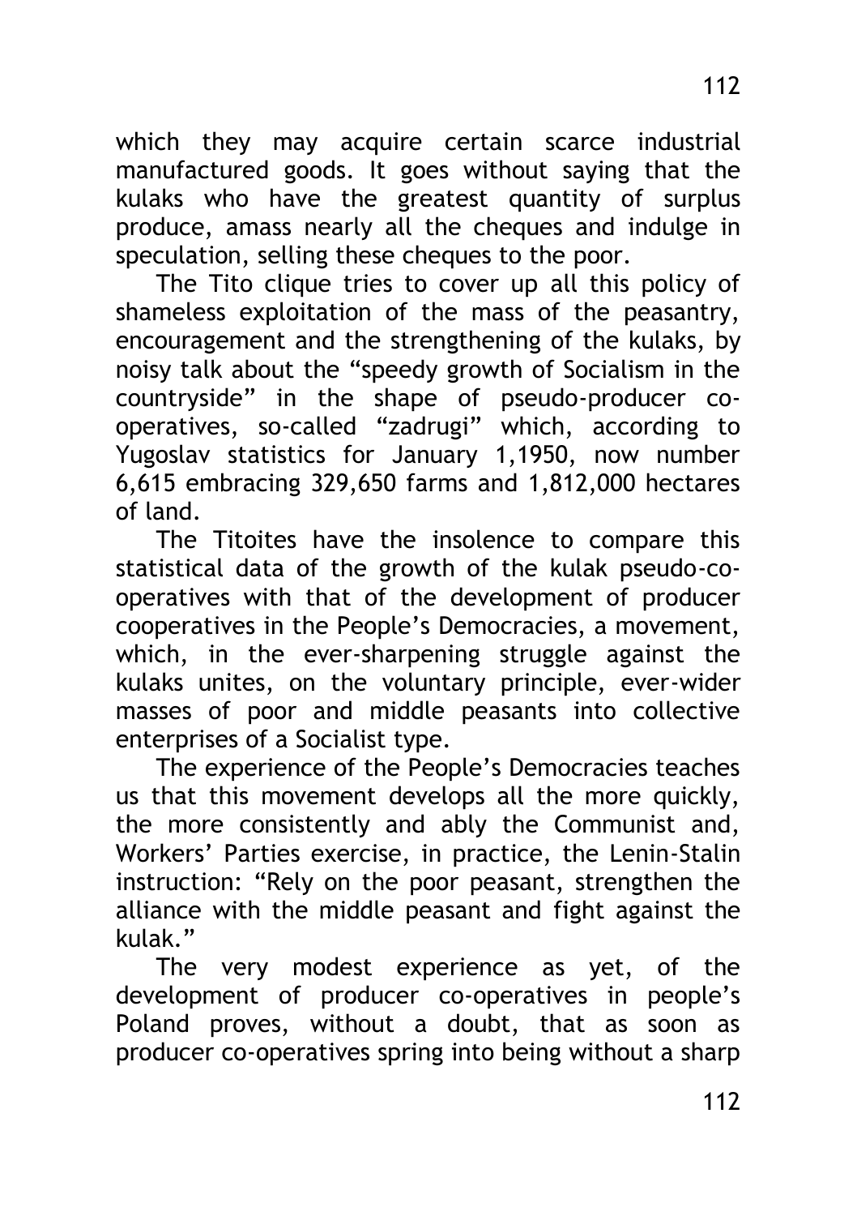which they may acquire certain scarce industrial manufactured goods. It goes without saying that the kulaks who have the greatest quantity of surplus produce, amass nearly all the cheques and indulge in speculation, selling these cheques to the poor.

The Tito clique tries to cover up all this policy of shameless exploitation of the mass of the peasantry, encouragement and the strengthening of the kulaks, by noisy talk about the "speedy growth of Socialism in the countryside" in the shape of pseudo-producer co-operatives, so-called "zadrugi" which, according to Yugoslav statistics for January 1,1950, now number 6,615 embracing 329,650 farms and 1,812,000 hectares of land.

The Titoites have the insolence to compare this statistical data of the growth of the kulak pseudo-co-operatives with that of the development of producer cooperatives in the People's Democracies, a movement, which, in the ever-sharpening struggle against the kulaks unites, on the voluntary principle, ever-wider masses of poor and middle peasants into collective enterprises of a Socialist type.

The experience of the People's Democracies teaches us that this movement develops all the more quickly, the more consistently and ably the Communist and, Workers' Parties exercise, in practice, the Lenin-Stalin instruction: "Rely on the poor peasant, strengthen the alliance with the middle peasant and fight against the kulak."

The very modest experience as yet, of the development of producer co-operatives in people's Poland proves, without a doubt, that as soon as producer co-operatives spring into being without a sharp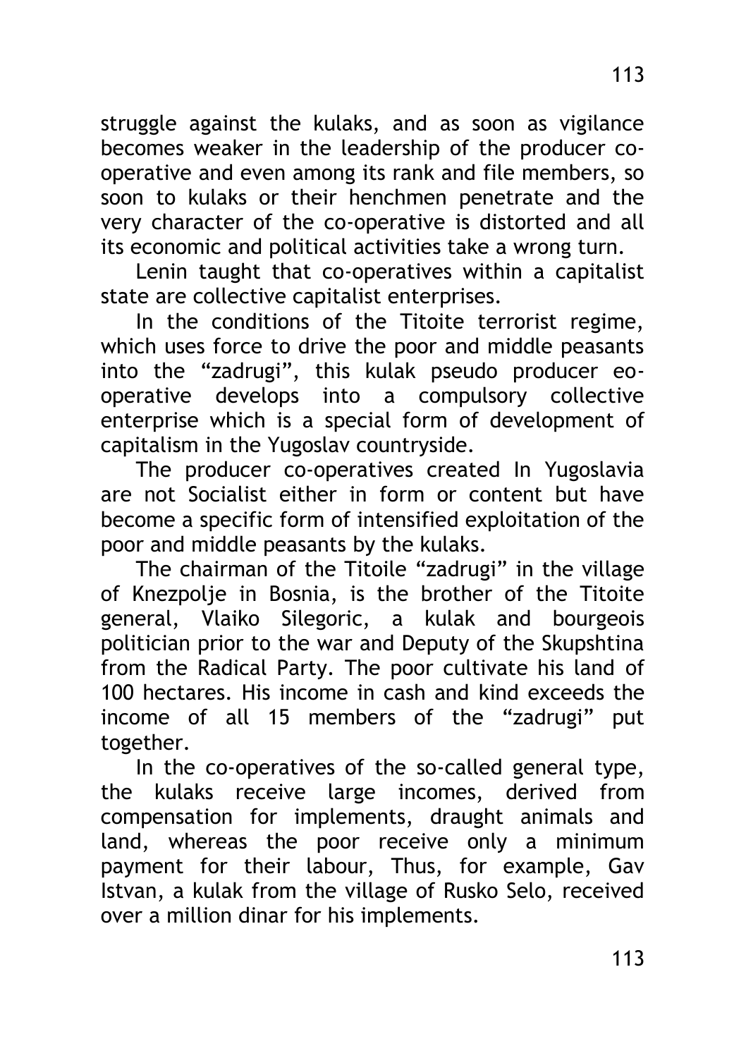struggle against the kulaks, and as soon as vigilance becomes weaker in the leadership of the producer co-operative and even among its rank and file members, so soon to kulaks or their henchmen penetrate and the very character of the co-operative is distorted and all its economic and political activities take a wrong turn.

Lenin taught that co-operatives within a capitalist state are collective capitalist enterprises.

In the conditions of the Titoite terrorist regime, which uses force to drive the poor and middle peasants into the “zadrugi”, this kulak pseudo producer eo-operative develops into a compulsory collective enterprise which is a special form of development of capitalism in the Yugoslav countryside.

The producer co-operatives created In Yugoslavia are not Socialist either in form or content but have become a specific form of intensified exploitation of the poor and middle peasants by the kulaks.

The chairman of the Titoile “zadrugi” in the village of Knezpolje in Bosnia, is the brother of the Titoite general, Vlaiko Silegoric, a kulak and bourgeois politician prior to the war and Deputy of the Skupshtina from the Radical Party. The poor cultivate his land of 100 hectares. His income in cash and kind exceeds the income of all 15 members of the “zadrugi” put together.

In the co-operatives of the so-called general type, the kulaks receive large incomes, derived from compensation for implements, draught animals and land, whereas the poor receive only a minimum payment for their labour, Thus, for example, Gav Istvan, a kulak from the village of Rusko Selo, received over a million dinar for his implements.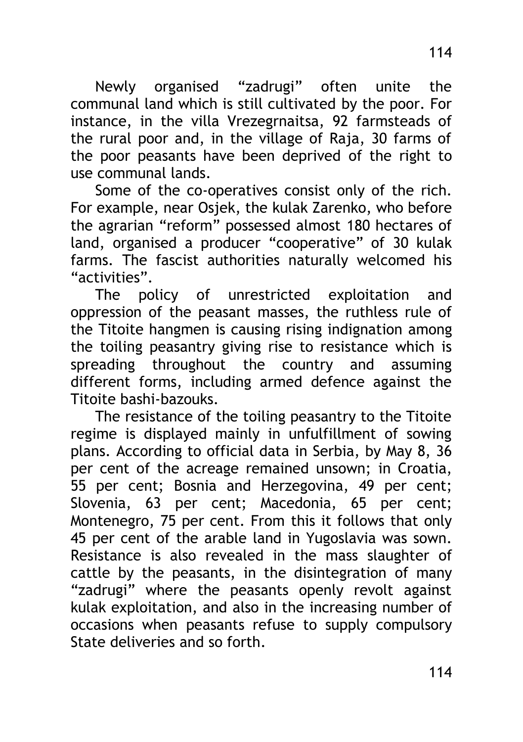Newly organised "zadrugi" often unite the communal land which is still cultivated by the poor. For instance, in the villa Vrezegrnaitsa, 92 farmsteads of the rural poor and, in the village of Raja, 30 farms of the poor peasants have been deprived of the right to use communal lands.

Some of the co-operatives consist only of the rich. For example, near Osjek, the kulak Zarenko, who before the agrarian "reform" possessed almost 180 hectares of land, organised a producer "cooperative" of 30 kulak farms. The fascist authorities naturally welcomed his "activities".

The policy of unrestricted exploitation and oppression of the peasant masses, the ruthless rule of the Titoite hangmen is causing rising indignation among the toiling peasantry giving rise to resistance which is spreading throughout the country and assuming different forms, including armed defence against the Titoite bashi-bazouks.

The resistance of the toiling peasantry to the Titoite regime is displayed mainly in unfulfillment of sowing plans. According to official data in Serbia, by May 8, 36 per cent of the acreage remained unsown; in Croatia, 55 per cent; Bosnia and Herzegovina, 49 per cent; Slovenia, 63 per cent; Macedonia, 65 per cent; Montenegro, 75 per cent. From this it follows that only 45 per cent of the arable land in Yugoslavia was sown. Resistance is also revealed in the mass slaughter of cattle by the peasants, in the disintegration of many "zadrugi" where the peasants openly revolt against kulak exploitation, and also in the increasing number of occasions when peasants refuse to supply compulsory State deliveries and so forth.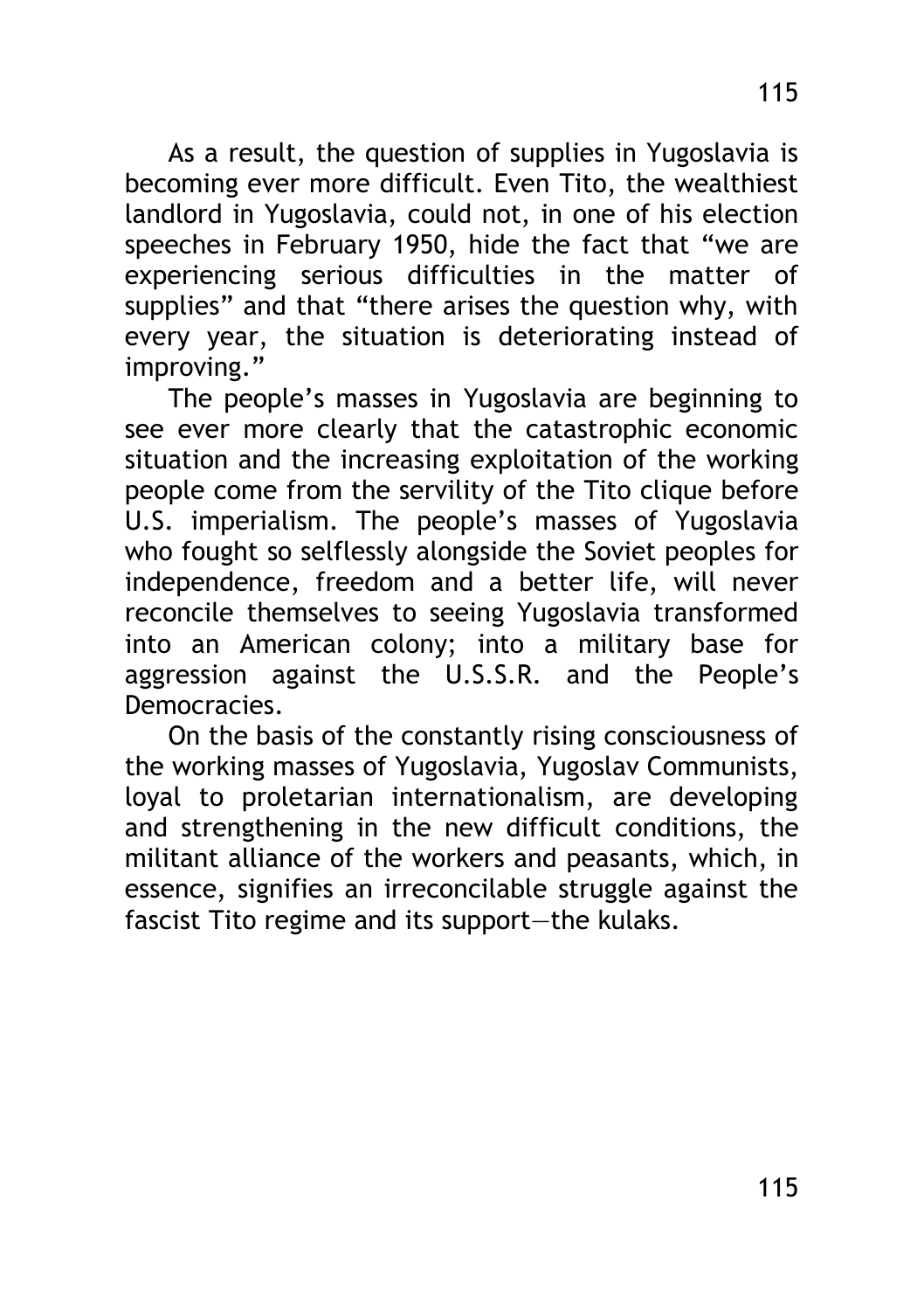As a result, the question of supplies in Yugoslavia is becoming ever more difficult. Even Tito, the wealthiest landlord in Yugoslavia, could not, in one of his election speeches in February 1950, hide the fact that "we are experiencing serious difficulties in the matter of supplies" and that "there arises the question why, with every year, the situation is deteriorating instead of improving."

The people's masses in Yugoslavia are beginning to see ever more clearly that the catastrophic economic situation and the increasing exploitation of the working people come from the servility of the Tito clique before U.S. imperialism. The people's masses of Yugoslavia who fought so selflessly alongside the Soviet peoples for independence, freedom and a better life, will never reconcile themselves to seeing Yugoslavia transformed into an American colony; into a military base for aggression against the U.S.S.R. and the People's Democracies.

On the basis of the constantly rising consciousness of the working masses of Yugoslavia, Yugoslav Communists, loyal to proletarian internationalism, are developing and strengthening in the new difficult conditions, the militant alliance of the workers and peasants, which, in essence, signifies an irreconcilable struggle against the fascist Tito regime and its support—the kulaks.